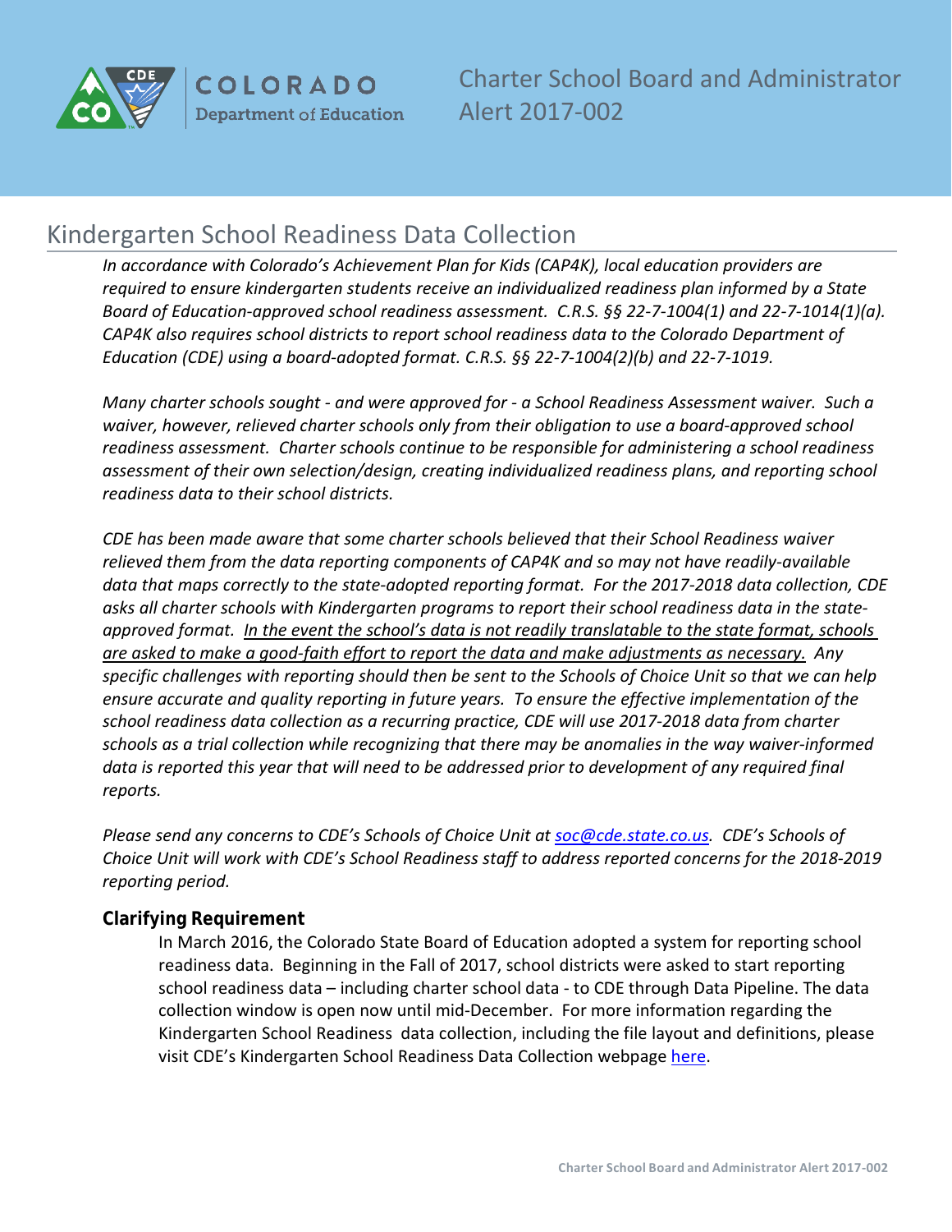COLORADO Department of Education

# Charter School Board and Administrator Alert 2017-002

## Kindergarten School Readiness Data Collection

*In accordance with Colorado's Achievement Plan for Kids (CAP4K), local education providers are required to ensure kindergarten students receive an individualized readiness plan informed by a State Board of Education-approved school readiness assessment. C.R.S. §§ 22-7-1004(1) and 22-7-1014(1)(a). CAP4K also requires school districts to report school readiness data to the Colorado Department of Education (CDE) using a board-adopted format. C.R.S. §§ 22-7-1004(2)(b) and 22-7-1019.*

*Many charter schools sought - and were approved for - a School Readiness Assessment waiver. Such a waiver, however, relieved charter schools only from their obligation to use a board-approved school readiness assessment. Charter schools continue to be responsible for administering a school readiness assessment of their own selection/design, creating individualized readiness plans, and reporting school readiness data to their school districts.*

*CDE has been made aware that some charter schools believed that their School Readiness waiver relieved them from the data reporting components of CAP4K and so may not have readily-available data that maps correctly to the state-adopted reporting format. For the 2017-2018 data collection, CDE asks all charter schools with Kindergarten programs to report their school readiness data in the state-approved format. In the event the school's data is not readily translatable to the state format, schools are asked to make a good-faith effort to report the data and make adjustments as necessary. Any specific challenges with reporting should then be sent to the Schools of Choice Unit so that we can help ensure accurate and quality reporting in future years. To ensure the effective implementation of the school readiness data collection as a recurring practice, CDE will use 2017-2018 data from charter schools as a trial collection while recognizing that there may be anomalies in the way waiver-informed data is reported this year that will need to be addressed prior to development of any required final reports.*

*Please send any concerns to CDE's Schools of Choice Unit at soc@cde.state.co.us. CDE's Schools of Choice Unit will work with CDE's School Readiness staff to address reported concerns for the 2018-2019 reporting period.*

### Clarifying Requirement

In March 2016, the Colorado State Board of Education adopted a system for reporting school readiness data. Beginning in the Fall of 2017, school districts were asked to start reporting school readiness data – including charter school data - to CDE through Data Pipeline. The data collection window is open now until mid-December. For more information regarding the Kindergarten School Readiness data collection, including the file layout and definitions, please visit CDE's Kindergarten School Readiness Data Collection webpage here.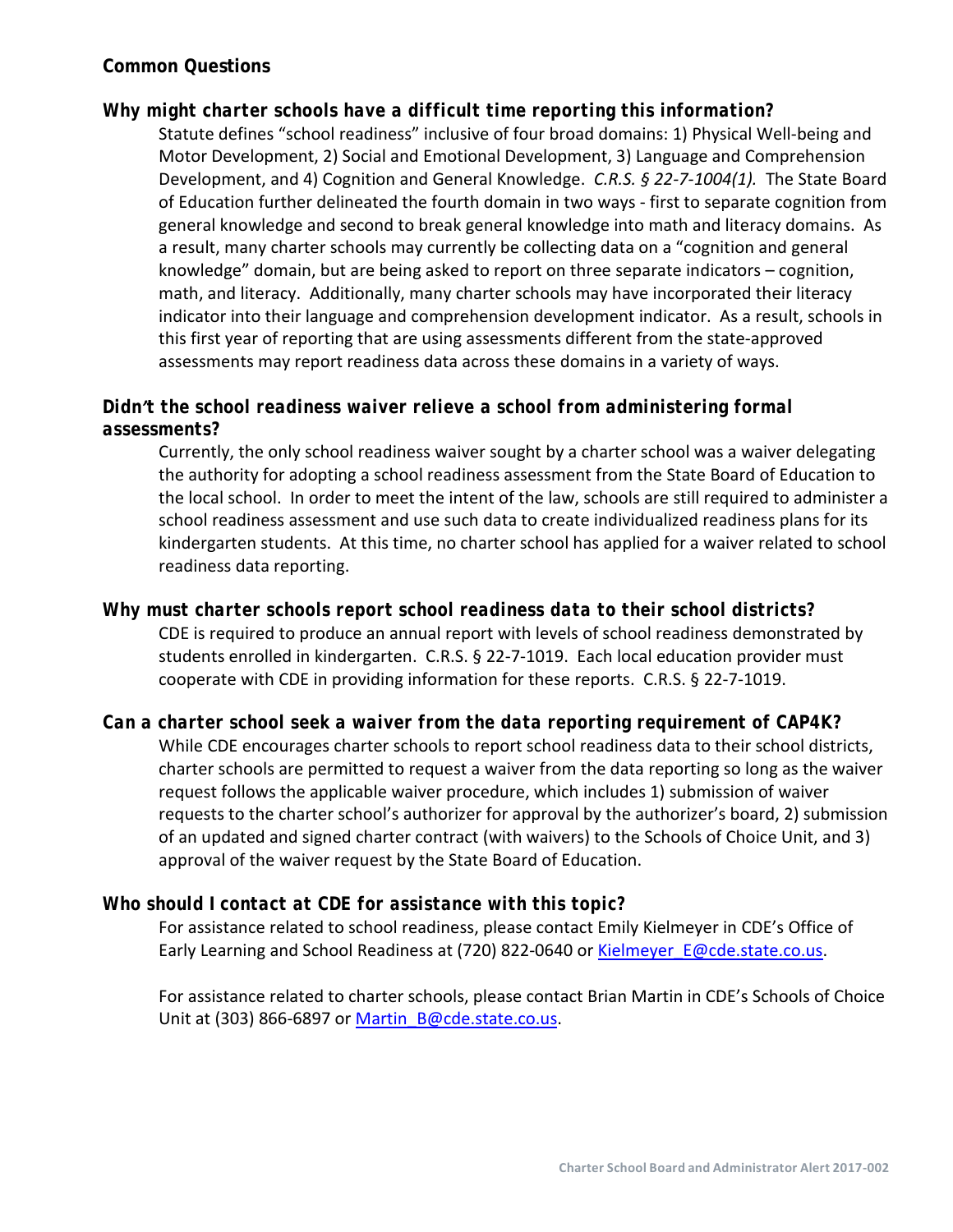**Common Questions**

***Why might charter schools have a difficult time reporting this information?***

Statute defines "school readiness" inclusive of four broad domains: 1) Physical Well-being and Motor Development, 2) Social and Emotional Development, 3) Language and Comprehension Development, and 4) Cognition and General Knowledge. *C.R.S. § 22-7-1004(1).* The State Board of Education further delineated the fourth domain in two ways - first to separate cognition from general knowledge and second to break general knowledge into math and literacy domains. As a result, many charter schools may currently be collecting data on a "cognition and general knowledge" domain, but are being asked to report on three separate indicators – cognition, math, and literacy. Additionally, many charter schools may have incorporated their literacy indicator into their language and comprehension development indicator. As a result, schools in this first year of reporting that are using assessments different from the state-approved assessments may report readiness data across these domains in a variety of ways.

***Didn't the school readiness waiver relieve a school from administering formal assessments?***

Currently, the only school readiness waiver sought by a charter school was a waiver delegating the authority for adopting a school readiness assessment from the State Board of Education to the local school. In order to meet the intent of the law, schools are still required to administer a school readiness assessment and use such data to create individualized readiness plans for its kindergarten students. At this time, no charter school has applied for a waiver related to school readiness data reporting.

***Why must charter schools report school readiness data to their school districts?***

CDE is required to produce an annual report with levels of school readiness demonstrated by students enrolled in kindergarten. C.R.S. § 22-7-1019. Each local education provider must cooperate with CDE in providing information for these reports. C.R.S. § 22-7-1019.

***Can a charter school seek a waiver from the data reporting requirement of CAP4K?***

While CDE encourages charter schools to report school readiness data to their school districts, charter schools are permitted to request a waiver from the data reporting so long as the waiver request follows the applicable waiver procedure, which includes 1) submission of waiver requests to the charter school's authorizer for approval by the authorizer's board, 2) submission of an updated and signed charter contract (with waivers) to the Schools of Choice Unit, and 3) approval of the waiver request by the State Board of Education.

***Who should I contact at CDE for assistance with this topic?***

For assistance related to school readiness, please contact Emily Kielmeyer in CDE's Office of Early Learning and School Readiness at (720) 822-0640 or Kielmeyer_E@cde.state.co.us.

For assistance related to charter schools, please contact Brian Martin in CDE's Schools of Choice Unit at (303) 866-6897 or Martin_B@cde.state.co.us.